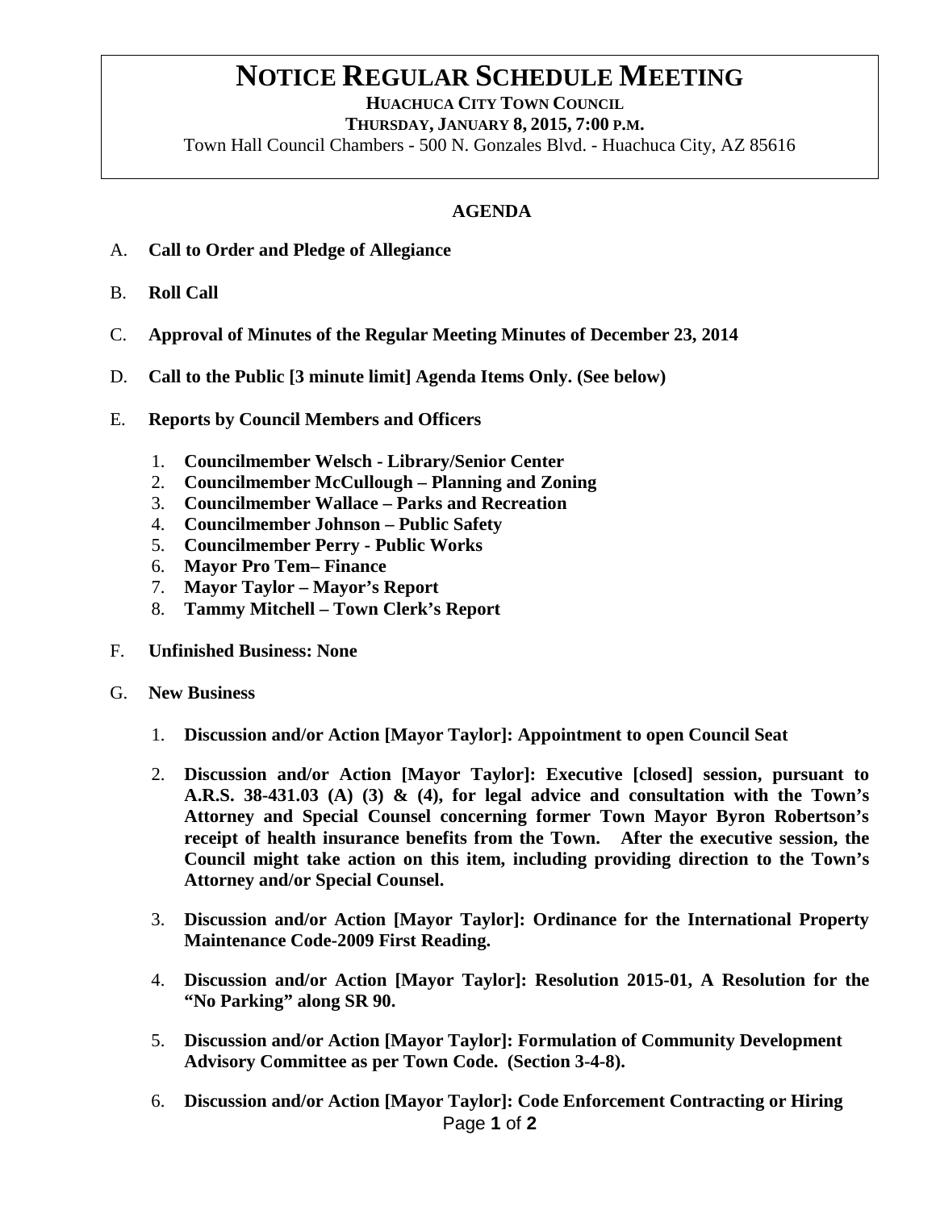# NOTICE REGULAR SCHEDULE MEETING

**HUACHUCA CITY TOWN COUNCIL**

**THURSDAY, JANUARY 8, 2015, 7:00 P.M.**

Town Hall Council Chambers - 500 N. Gonzales Blvd. - Huachuca City, AZ 85616

## AGENDA

A. **Call to Order and Pledge of Allegiance**

B. **Roll Call**

C. **Approval of Minutes of the Regular Meeting Minutes of December 23, 2014**

D. **Call to the Public [3 minute limit] Agenda Items Only. (See below)**

E. **Reports by Council Members and Officers**

1. **Councilmember Welsch - Library/Senior Center**
2. **Councilmember McCullough – Planning and Zoning**
3. **Councilmember Wallace – Parks and Recreation**
4. **Councilmember Johnson – Public Safety**
5. **Councilmember Perry - Public Works**
6. **Mayor Pro Tem– Finance**
7. **Mayor Taylor – Mayor's Report**
8. **Tammy Mitchell – Town Clerk's Report**

F. **Unfinished Business: None**

G. **New Business**

1. **Discussion and/or Action [Mayor Taylor]: Appointment to open Council Seat**
2. **Discussion and/or Action [Mayor Taylor]: Executive [closed] session, pursuant to A.R.S. 38-431.03 (A) (3) & (4), for legal advice and consultation with the Town's Attorney and Special Counsel concerning former Town Mayor Byron Robertson's receipt of health insurance benefits from the Town. After the executive session, the Council might take action on this item, including providing direction to the Town's Attorney and/or Special Counsel.**
3. **Discussion and/or Action [Mayor Taylor]: Ordinance for the International Property Maintenance Code-2009 First Reading.**
4. **Discussion and/or Action [Mayor Taylor]: Resolution 2015-01, A Resolution for the "No Parking" along SR 90.**
5. **Discussion and/or Action [Mayor Taylor]: Formulation of Community Development Advisory Committee as per Town Code. (Section 3-4-8).**
6. **Discussion and/or Action [Mayor Taylor]: Code Enforcement Contracting or Hiring**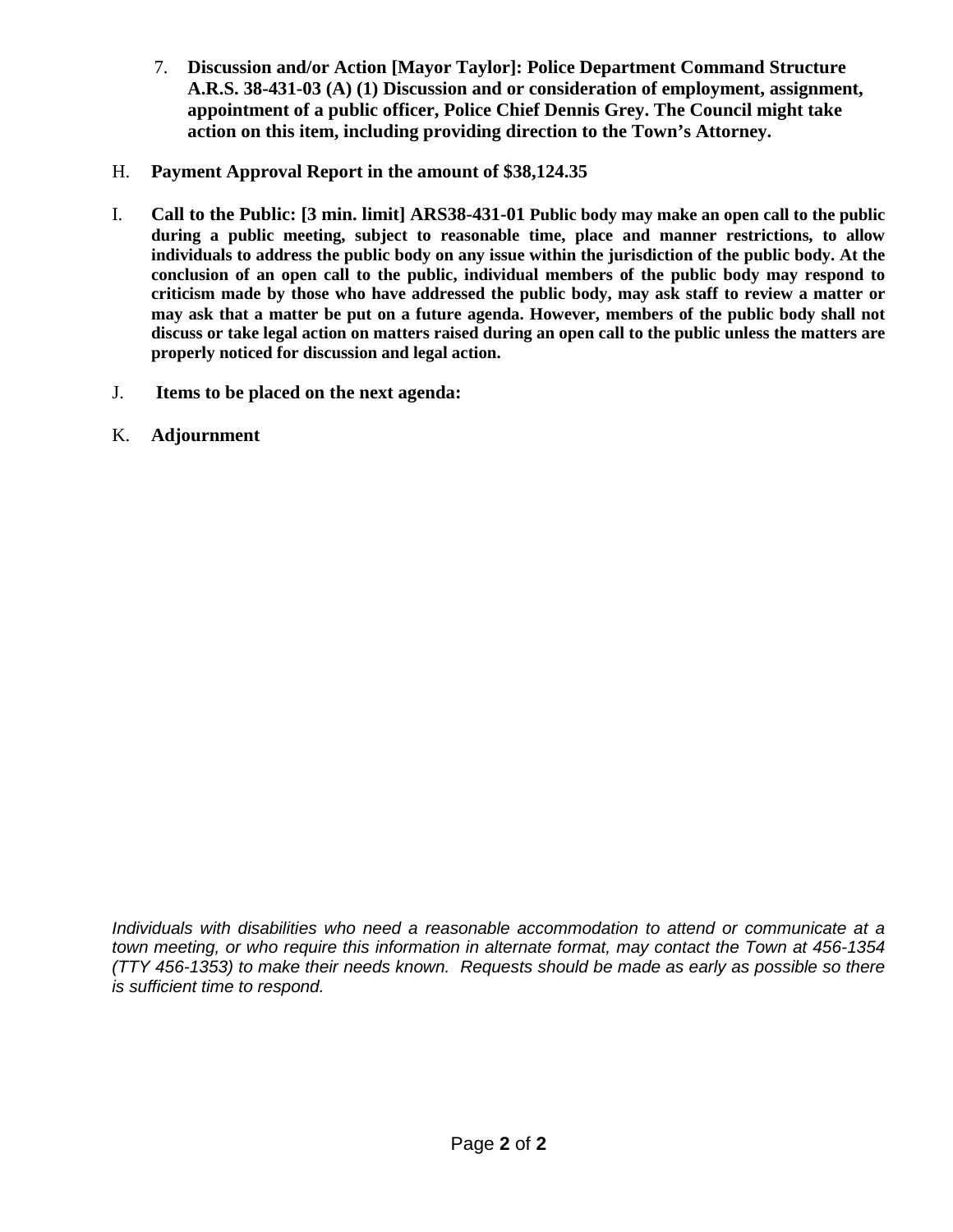7. **Discussion and/or Action [Mayor Taylor]: Police Department Command Structure A.R.S. 38-431-03 (A) (1) Discussion and or consideration of employment, assignment, appointment of a public officer, Police Chief Dennis Grey. The Council might take action on this item, including providing direction to the Town's Attorney.**

H. **Payment Approval Report in the amount of $38,124.35**

I. **Call to the Public: [3 min. limit] ARS38-431-01 Public body may make an open call to the public during a public meeting, subject to reasonable time, place and manner restrictions, to allow individuals to address the public body on any issue within the jurisdiction of the public body. At the conclusion of an open call to the public, individual members of the public body may respond to criticism made by those who have addressed the public body, may ask staff to review a matter or may ask that a matter be put on a future agenda. However, members of the public body shall not discuss or take legal action on matters raised during an open call to the public unless the matters are properly noticed for discussion and legal action.**

J. **Items to be placed on the next agenda:**

K. **Adjournment**

*Individuals with disabilities who need a reasonable accommodation to attend or communicate at a town meeting, or who require this information in alternate format, may contact the Town at 456-1354 (TTY 456-1353) to make their needs known. Requests should be made as early as possible so there is sufficient time to respond.*